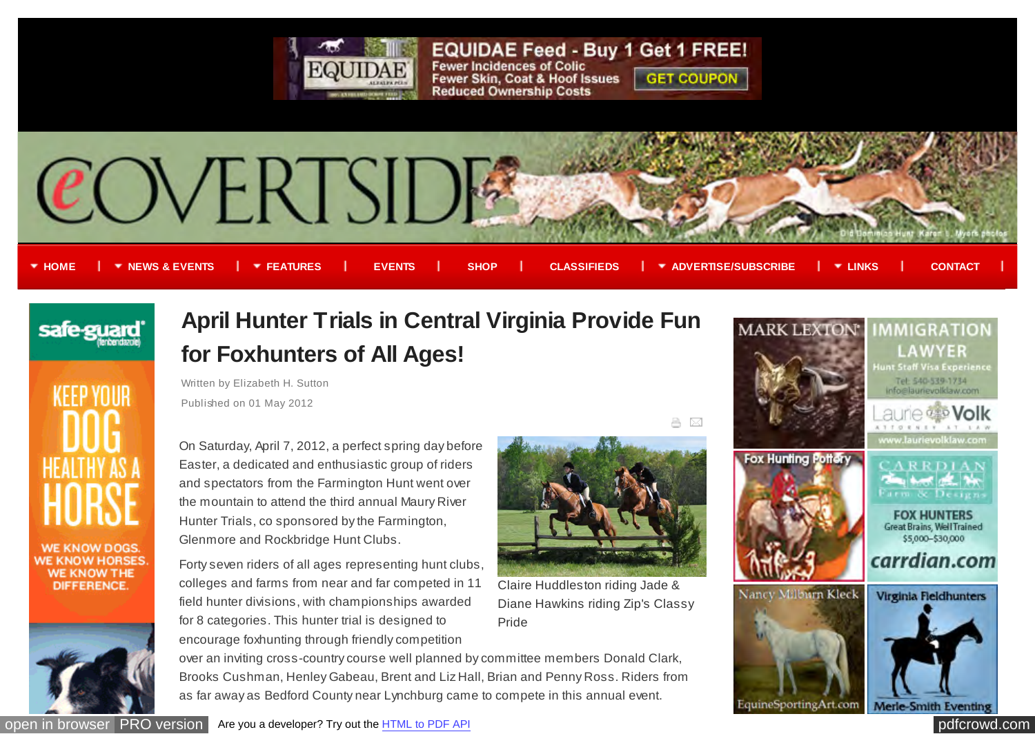# April Hunter Trials in Central Virginia Provide Fun for Foxhunters of All Ages!

Written by Elizabeth H. Sutton

Published on 01 May 2012

On Saturday, April 7, 2012, a perfect spring day before Easter, a dedicated and enthusiastic group of riders and spectators from the Farmington Hunt went over the mountain to attend the third annual Maury River Hunter Trials, co sponsored by the Farmington, Glenmore and Rockbridge Hunt Clubs.

Claire Huddleston riding Jade & Diane Hawkins riding Zip's Classy Pride

Forty seven riders of all ages representing hunt clubs, colleges and farms from near and far competed in 11 field hunter divisions, with championships awarded for 8 categories. This hunter trial is designed to encourage foxhunting through friendly competition over an inviting cross-country course well planned by committee members Donald Clark, Brooks Cushman, Henley Gabeau, Brent and Liz Hall, Brian and Penny Ross. Riders from as far away as Bedford County near Lynchburg came to compete in this annual event.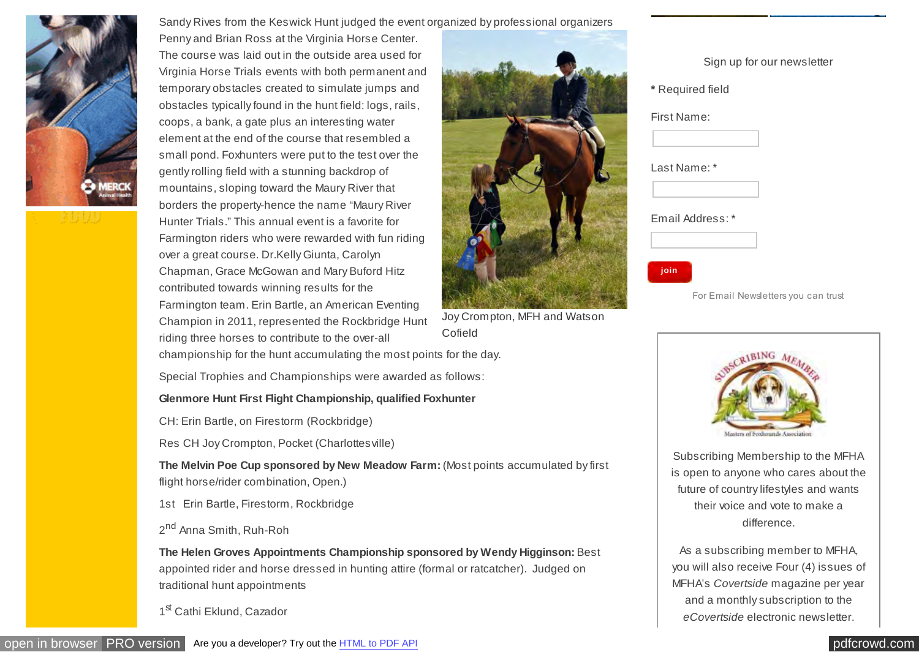Sandy Rives from the Keswick Hunt judged the event organized by professional organizers Penny and Brian Ross at the Virginia Horse Center. The course was laid out in the outside area used for Virginia Horse Trials events with both permanent and temporary obstacles created to simulate jumps and obstacles typically found in the hunt field: logs, rails, coops, a bank, a gate plus an interesting water element at the end of the course that resembled a small pond. Foxhunters were put to the test over the gently rolling field with a stunning backdrop of mountains, sloping toward the Maury River that borders the property-hence the name "Maury River Hunter Trials." This annual event is a favorite for Farmington riders who were rewarded with fun riding over a great course. Dr.Kelly Giunta, Carolyn Chapman, Grace McGowan and Mary Buford Hitz contributed towards winning results for the Farmington team. Erin Bartle, an American Eventing Champion in 2011, represented the Rockbridge Hunt riding three horses to contribute to the over-all championship for the hunt accumulating the most points for the day.

Joy Crompton, MFH and Watson Cofield

Special Trophies and Championships were awarded as follows:

**Glenmore Hunt First Flight Championship, qualified Foxhunter**

CH: Erin Bartle, on Firestorm (Rockbridge)

Res CH Joy Crompton, Pocket (Charlottesville)

**The Melvin Poe Cup sponsored by New Meadow Farm:** (Most points accumulated by first flight horse/rider combination, Open.)

1st Erin Bartle, Firestorm, Rockbridge

2nd Anna Smith, Ruh-Roh

**The Helen Groves Appointments Championship sponsored by Wendy Higginson:** Best appointed rider and horse dressed in hunting attire (formal or ratcatcher). Judged on traditional hunt appointments

1st Cathi Eklund, Cazador

Sign up for our newsletter

* Required field

First Name:

Last Name: *

Email Address: *

join

For Email Newsletters you can trust

Subscribing Membership to the MFHA is open to anyone who cares about the future of country lifestyles and wants their voice and vote to make a difference.

As a subscribing member to MFHA, you will also receive Four (4) issues of MFHA's *Covertside* magazine per year and a monthly subscription to the *eCovertside* electronic newsletter.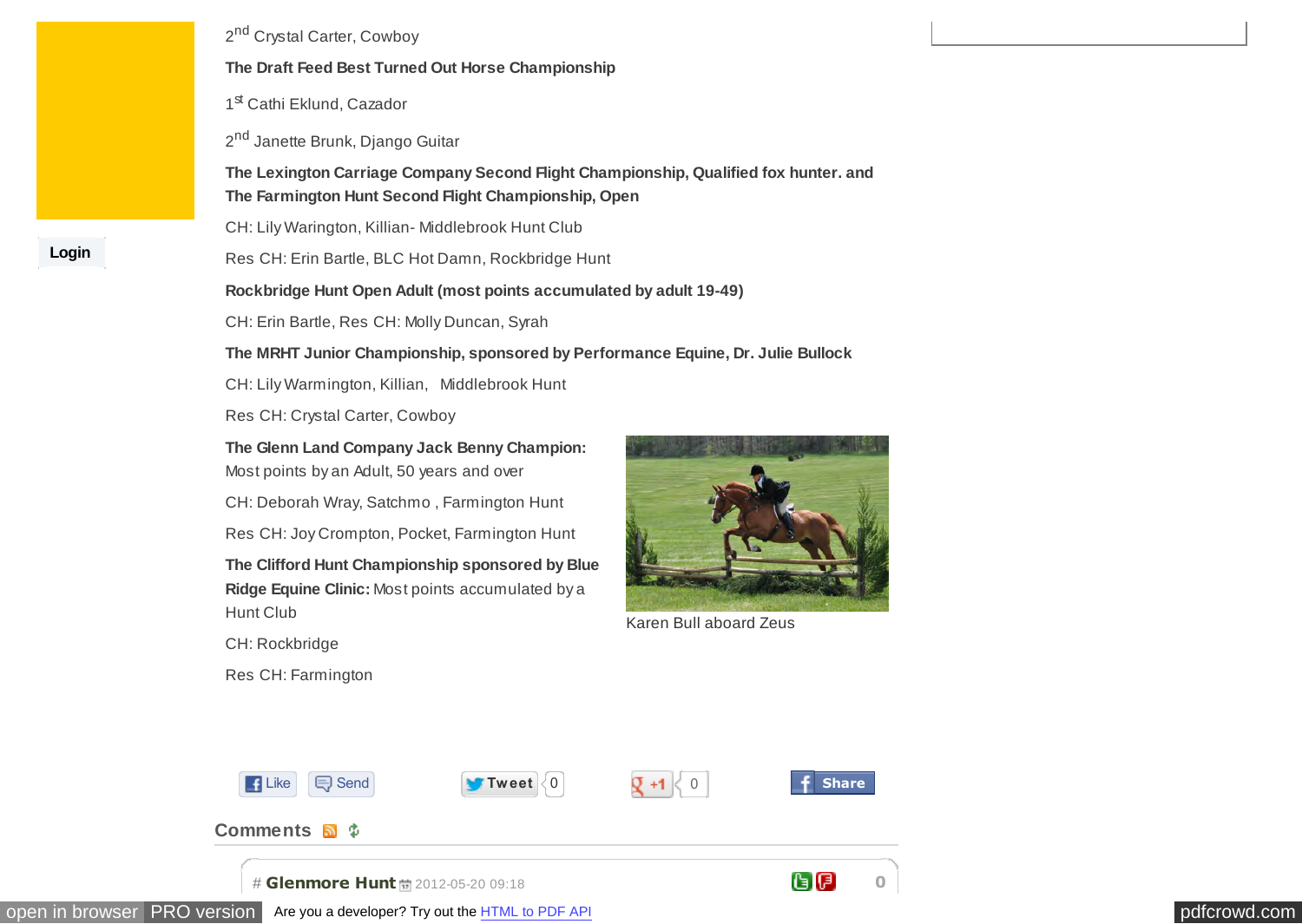2nd Crystal Carter, Cowboy

**The Draft Feed Best Turned Out Horse Championship**

1st Cathi Eklund, Cazador

2nd Janette Brunk, Django Guitar

**The Lexington Carriage Company Second Flight Championship, Qualified fox hunter. and The Farmington Hunt Second Flight Championship, Open**

CH: Lily Warington, Killian- Middlebrook Hunt Club

Res CH: Erin Bartle, BLC Hot Damn, Rockbridge Hunt

**Rockbridge Hunt Open Adult (most points accumulated by adult 19-49)**

CH: Erin Bartle, Res CH: Molly Duncan, Syrah

**The MRHT Junior Championship, sponsored by Performance Equine, Dr. Julie Bullock**

CH: Lily Warmington, Killian, Middlebrook Hunt

Res CH: Crystal Carter, Cowboy

**The Glenn Land Company Jack Benny Champion:** Most points by an Adult, 50 years and over

CH: Deborah Wray, Satchmo , Farmington Hunt

Res CH: Joy Crompton, Pocket, Farmington Hunt

**The Clifford Hunt Championship sponsored by Blue Ridge Equine Clinic:** Most points accumulated by a Hunt Club

CH: Rockbridge

Res CH: Farmington

Karen Bull aboard Zeus

Like Send Tweet 0 +1 0 Share

## Comments

# **Glenmore Hunt** 2012-05-20 09:18 0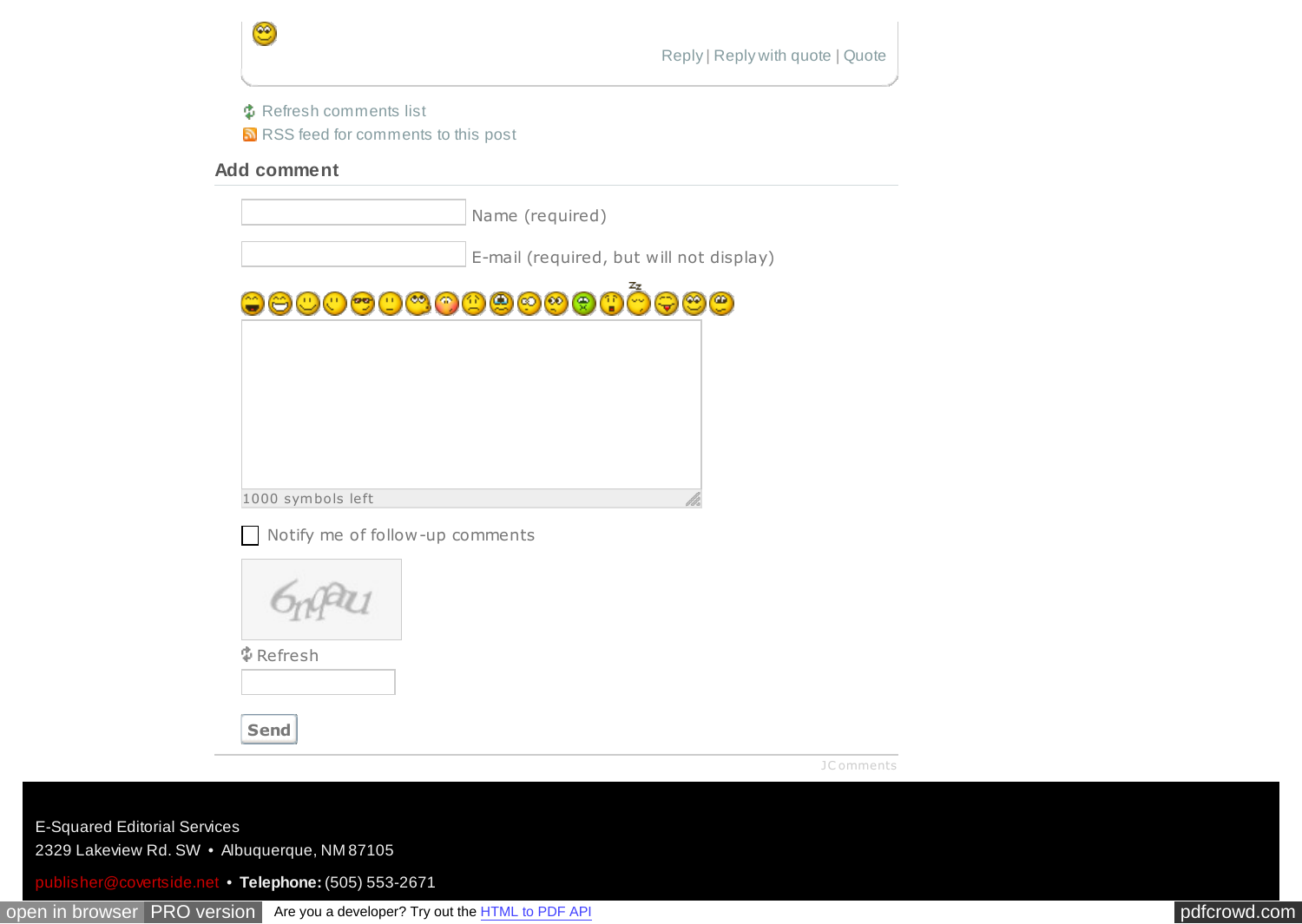Reply | Reply with quote | Quote

Refresh comments list

RSS feed for comments to this post

## Add comment

Name (required)

E-mail (required, but will not display)

1000 symbols left

Notify me of follow-up comments

Refresh

Send

JComments

E-Squared Editorial Services
2329 Lakeview Rd. SW • Albuquerque, NM 87105

publisher@covertside.net • **Telephone:** (505) 553-2671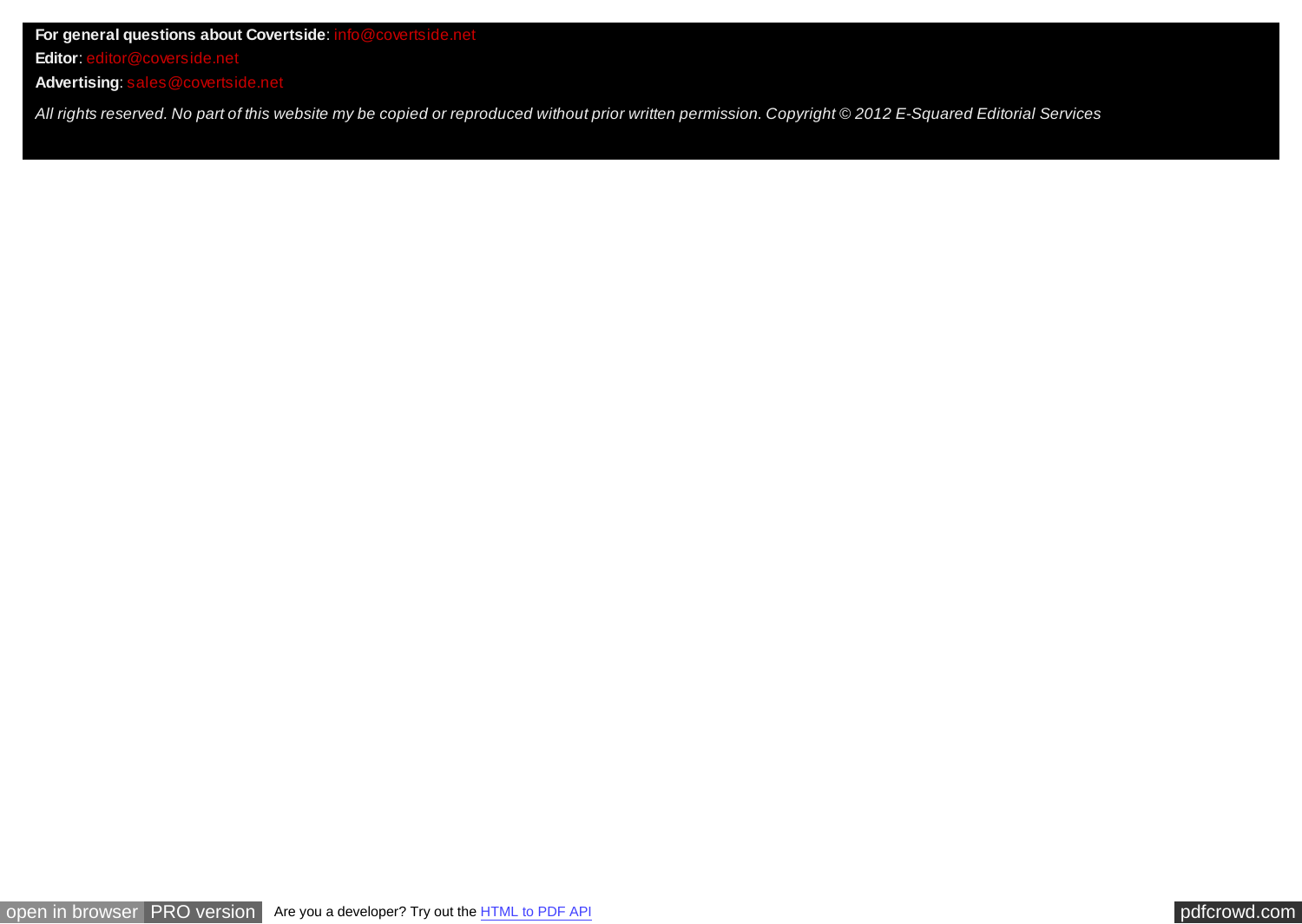**For general questions about Covertside**: info@covertside.net

**Editor**: editor@coverside.net

**Advertising**: sales@covertside.net

*All rights reserved. No part of this website my be copied or reproduced without prior written permission. Copyright © 2012 E-Squared Editorial Services*